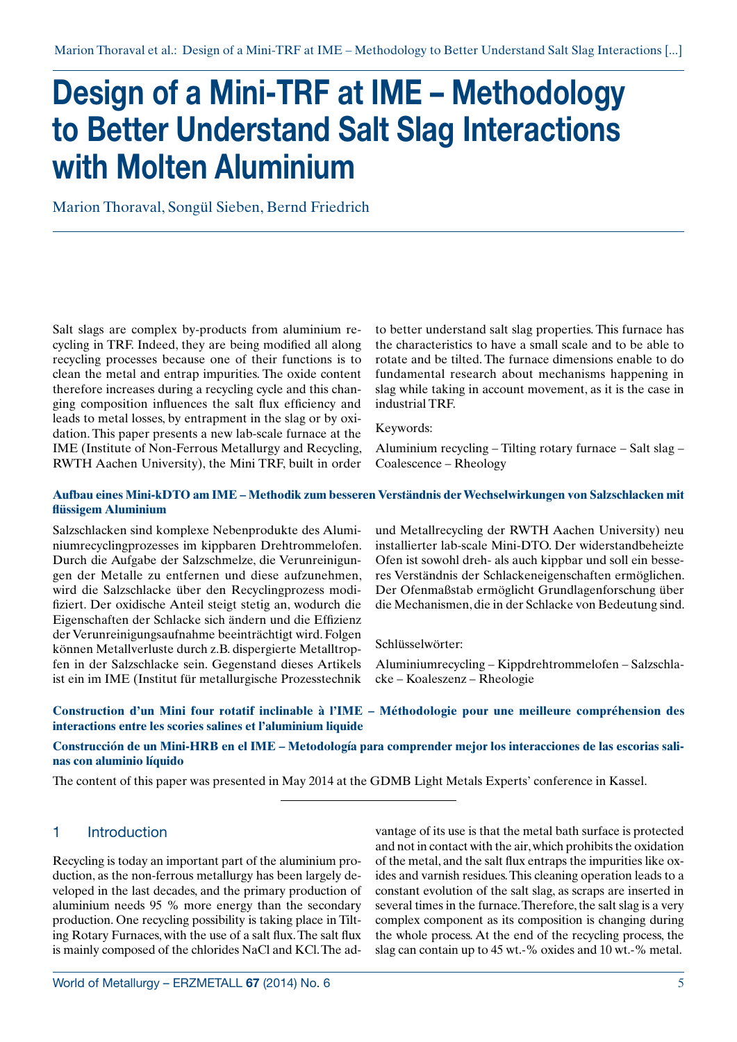# Design of a Mini-TRF at IME – Methodology to Better Understand Salt Slag Interactions with Molten Aluminium

Marion Thoraval, Songül Sieben, Bernd Friedrich

Salt slags are complex by-products from aluminium recycling in TRF. Indeed, they are being modified all along recycling processes because one of their functions is to clean the metal and entrap impurities. The oxide content therefore increases during a recycling cycle and this changing composition influences the salt flux efficiency and leads to metal losses, by entrapment in the slag or by oxidation. This paper presents a new lab-scale furnace at the IME (Institute of Non-Ferrous Metallurgy and Recycling, RWTH Aachen University), the Mini TRF, built in order to better understand salt slag properties. This furnace has the characteristics to have a small scale and to be able to rotate and be tilted. The furnace dimensions enable to do fundamental research about mechanisms happening in slag while taking in account movement, as it is the case in industrial TRF.

Keywords:

Aluminium recycling – Tilting rotary furnace – Salt slag – Coalescence – Rheology

**Aufbau eines Mini-kDTO am IME – Methodik zum besseren Verständnis der Wechselwirkungen von Salzschlacken mit flüssigem Aluminium**

Salzschlacken sind komplexe Nebenprodukte des Aluminiumrecyclingprozesses im kippbaren Drehtrommelofen. Durch die Aufgabe der Salzschmelze, die Verunreinigungen der Metalle zu entfernen und diese aufzunehmen, wird die Salzschlacke über den Recyclingprozess modifiziert. Der oxidische Anteil steigt stetig an, wodurch die Eigenschaften der Schlacke sich ändern und die Effizienz der Verunreinigungsaufnahme beeinträchtigt wird. Folgen können Metallverluste durch z.B. dispergierte Metalltropfen in der Salzschlacke sein. Gegenstand dieses Artikels ist ein im IME (Institut für metallurgische Prozesstechnik und Metallrecycling der RWTH Aachen University) neu installierter lab-scale Mini-DTO. Der widerstandbeheizte Ofen ist sowohl dreh- als auch kippbar und soll ein besseres Verständnis der Schlackeneigenschaften ermöglichen. Der Ofenmaßstab ermöglicht Grundlagenforschung über die Mechanismen, die in der Schlacke von Bedeutung sind.

Schlüsselwörter:

Aluminiumrecycling – Kippdrehtrommelofen – Salzschlacke – Koaleszenz – Rheologie

**Construction d'un Mini four rotatif inclinable à l'IME – Méthodologie pour une meilleure compréhension des interactions entre les scories salines et l'aluminium liquide**

**Construcción de un Mini-HRB en el IME – Metodología para comprender mejor los interacciones de las escorias salinas con aluminio líquido**

The content of this paper was presented in May 2014 at the GDMB Light Metals Experts' conference in Kassel.

## 1 Introduction

Recycling is today an important part of the aluminium production, as the non-ferrous metallurgy has been largely developed in the last decades, and the primary production of aluminium needs 95 % more energy than the secondary production. One recycling possibility is taking place in Tilting Rotary Furnaces, with the use of a salt flux. The salt flux is mainly composed of the chlorides NaCl and KCl. The advantage of its use is that the metal bath surface is protected and not in contact with the air, which prohibits the oxidation of the metal, and the salt flux entraps the impurities like oxides and varnish residues. This cleaning operation leads to a constant evolution of the salt slag, as scraps are inserted in several times in the furnace. Therefore, the salt slag is a very complex component as its composition is changing during the whole process. At the end of the recycling process, the slag can contain up to 45 wt.-% oxides and 10 wt.-% metal.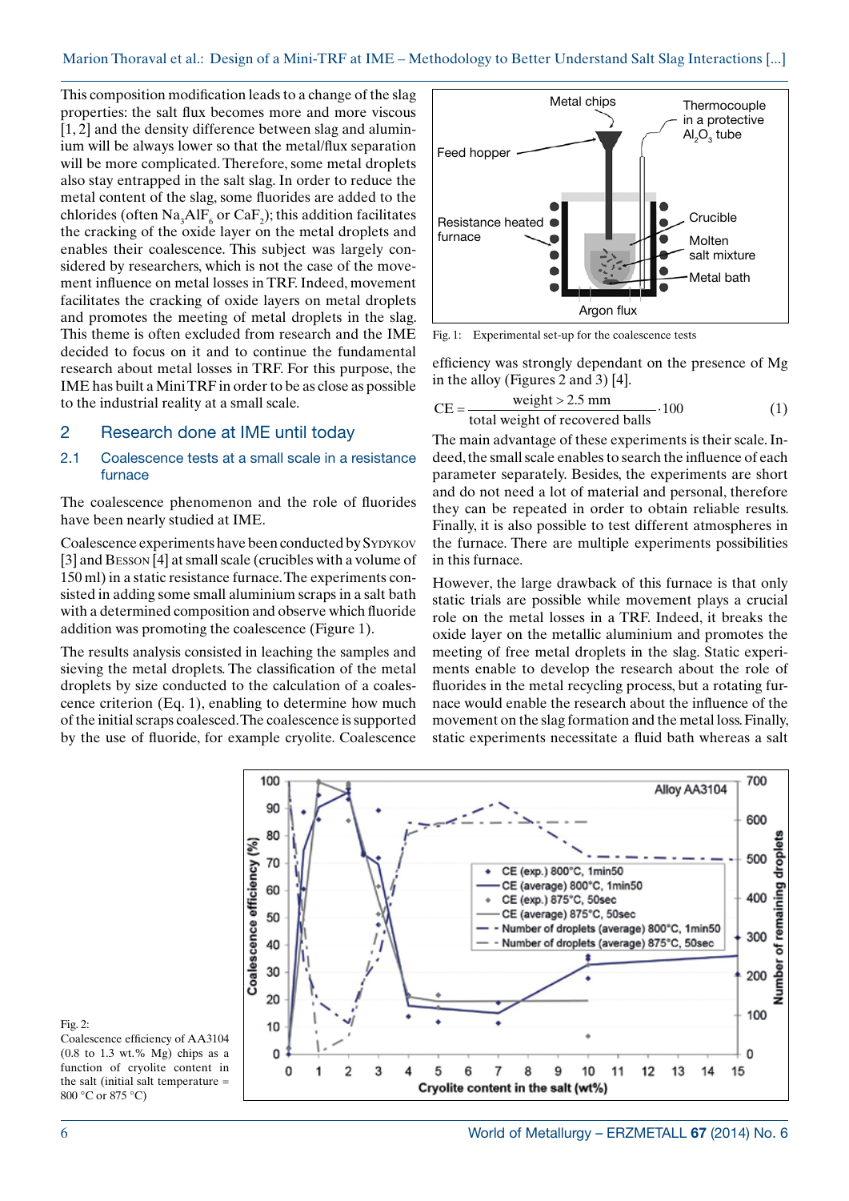This composition modification leads to a change of the slag properties: the salt flux becomes more and more viscous [1, 2] and the density difference between slag and aluminium will be always lower so that the metal/flux separation will be more complicated. Therefore, some metal droplets also stay entrapped in the salt slag. In order to reduce the metal content of the slag, some fluorides are added to the chlorides (often $Na_3AlF_6$ or $CaF_2$); this addition facilitates the cracking of the oxide layer on the metal droplets and enables their coalescence. This subject was largely considered by researchers, which is not the case of the movement influence on metal losses in TRF. Indeed, movement facilitates the cracking of oxide layers on metal droplets and promotes the meeting of metal droplets in the slag. This theme is often excluded from research and the IME decided to focus on it and to continue the fundamental research about metal losses in TRF. For this purpose, the IME has built a Mini TRF in order to be as close as possible to the industrial reality at a small scale.

## 2 Research done at IME until today

### 2.1 Coalescence tests at a small scale in a resistance furnace

The coalescence phenomenon and the role of fluorides have been nearly studied at IME.

Coalescence experiments have been conducted by Sydykov [3] and Besson [4] at small scale (crucibles with a volume of 150 ml) in a static resistance furnace. The experiments consisted in adding some small aluminium scraps in a salt bath with a determined composition and observe which fluoride addition was promoting the coalescence (Figure 1).

The results analysis consisted in leaching the samples and sieving the metal droplets. The classification of the metal droplets by size conducted to the calculation of a coalescence criterion (Eq. 1), enabling to determine how much of the initial scraps coalesced. The coalescence is supported by the use of fluoride, for example cryolite. Coalescence efficiency was strongly dependant on the presence of Mg in the alloy (Figures 2 and 3) [4].

Fig. 1: Experimental set-up for the coalescence tests

$$CE = \frac{\text{weight} > 2.5\text{ mm}}{\text{total weight of recovered balls}} \cdot 100 \qquad (1)$$

The main advantage of these experiments is their scale. Indeed, the small scale enables to search the influence of each parameter separately. Besides, the experiments are short and do not need a lot of material and personal, therefore they can be repeated in order to obtain reliable results. Finally, it is also possible to test different atmospheres in the furnace. There are multiple experiments possibilities in this furnace.

However, the large drawback of this furnace is that only static trials are possible while movement plays a crucial role on the metal losses in a TRF. Indeed, it breaks the oxide layer on the metallic aluminium and promotes the meeting of free metal droplets in the slag. Static experiments enable to develop the research about the role of fluorides in the metal recycling process, but a rotating furnace would enable the research about the influence of the movement on the slag formation and the metal loss. Finally, static experiments necessitate a fluid bath whereas a salt

Fig. 2: Coalescence efficiency of AA3104 (0.8 to 1.3 wt.% Mg) chips as a function of cryolite content in the salt (initial salt temperature = 800 °C or 875 °C)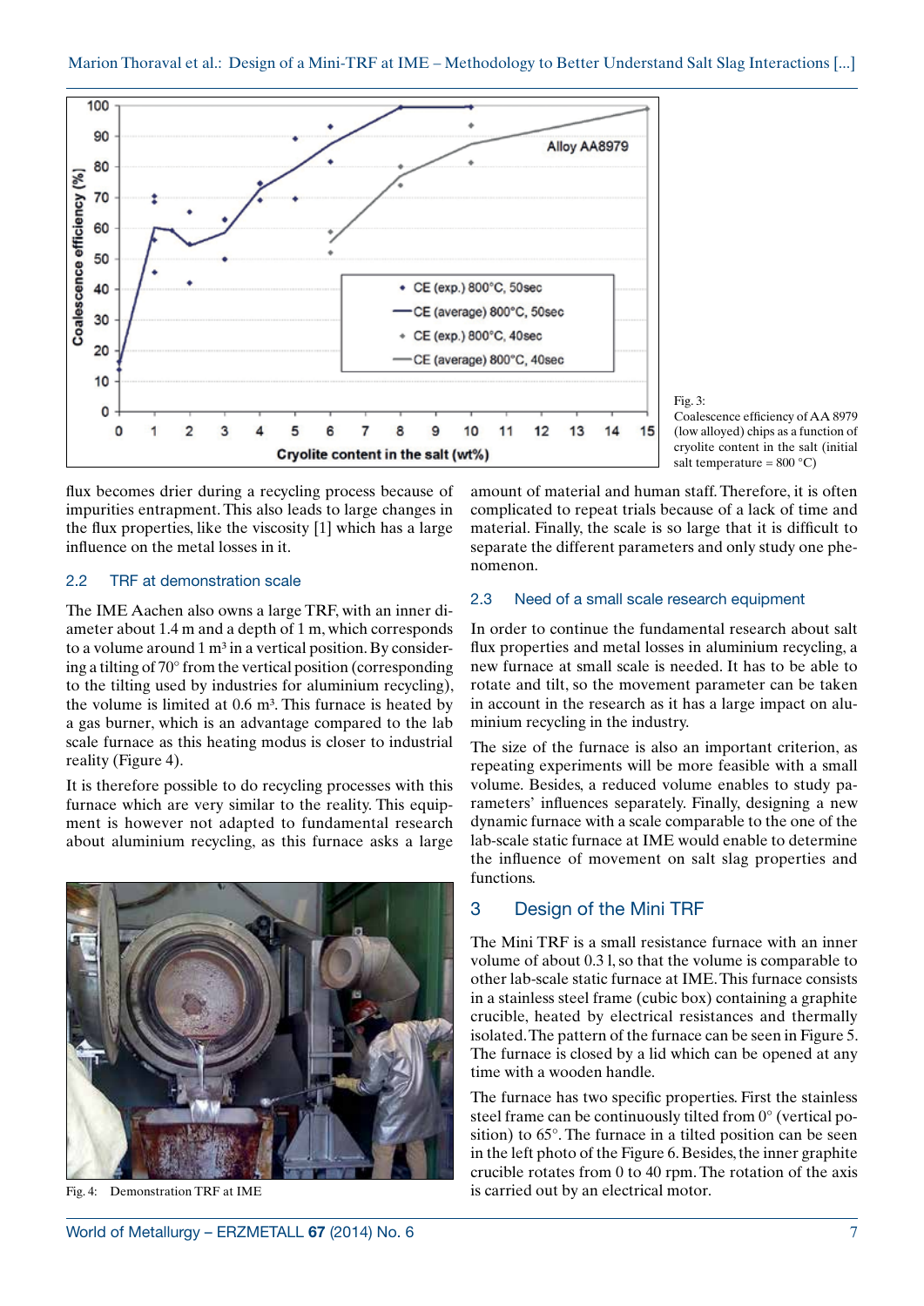Fig. 3: Coalescence efficiency of AA 8979 (low alloyed) chips as a function of cryolite content in the salt (initial salt temperature = 800 °C)

flux becomes drier during a recycling process because of impurities entrapment. This also leads to large changes in the flux properties, like the viscosity [1] which has a large influence on the metal losses in it.

### 2.2 TRF at demonstration scale

The IME Aachen also owns a large TRF, with an inner diameter about 1.4 m and a depth of 1 m, which corresponds to a volume around 1 m³ in a vertical position. By considering a tilting of 70° from the vertical position (corresponding to the tilting used by industries for aluminium recycling), the volume is limited at 0.6 m³. This furnace is heated by a gas burner, which is an advantage compared to the lab scale furnace as this heating modus is closer to industrial reality (Figure 4).

It is therefore possible to do recycling processes with this furnace which are very similar to the reality. This equipment is however not adapted to fundamental research about aluminium recycling, as this furnace asks a large amount of material and human staff. Therefore, it is often complicated to repeat trials because of a lack of time and material. Finally, the scale is so large that it is difficult to separate the different parameters and only study one phenomenon.

Fig. 4: Demonstration TRF at IME

### 2.3 Need of a small scale research equipment

In order to continue the fundamental research about salt flux properties and metal losses in aluminium recycling, a new furnace at small scale is needed. It has to be able to rotate and tilt, so the movement parameter can be taken in account in the research as it has a large impact on aluminium recycling in the industry.

The size of the furnace is also an important criterion, as repeating experiments will be more feasible with a small volume. Besides, a reduced volume enables to study parameters' influences separately. Finally, designing a new dynamic furnace with a scale comparable to the one of the lab-scale static furnace at IME would enable to determine the influence of movement on salt slag properties and functions.

## 3 Design of the Mini TRF

The Mini TRF is a small resistance furnace with an inner volume of about 0.3 l, so that the volume is comparable to other lab-scale static furnace at IME. This furnace consists in a stainless steel frame (cubic box) containing a graphite crucible, heated by electrical resistances and thermally isolated. The pattern of the furnace can be seen in Figure 5. The furnace is closed by a lid which can be opened at any time with a wooden handle.

The furnace has two specific properties. First the stainless steel frame can be continuously tilted from 0° (vertical position) to 65°. The furnace in a tilted position can be seen in the left photo of the Figure 6. Besides, the inner graphite crucible rotates from 0 to 40 rpm. The rotation of the axis is carried out by an electrical motor.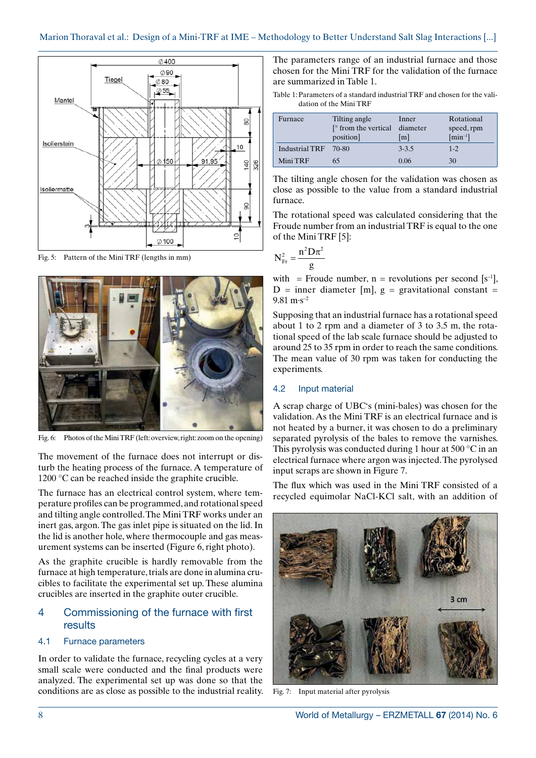Fig. 5: Pattern of the Mini TRF (lengths in mm)

Fig. 6: Photos of the Mini TRF (left: overview, right: zoom on the opening)

The movement of the furnace does not interrupt or disturb the heating process of the furnace. A temperature of 1200 °C can be reached inside the graphite crucible.

The furnace has an electrical control system, where temperature profiles can be programmed, and rotational speed and tilting angle controlled. The Mini TRF works under an inert gas, argon. The gas inlet pipe is situated on the lid. In the lid is another hole, where thermocouple and gas measurement systems can be inserted (Figure 6, right photo).

As the graphite crucible is hardly removable from the furnace at high temperature, trials are done in alumina crucibles to facilitate the experimental set up. These alumina crucibles are inserted in the graphite outer crucible.

## 4 Commissioning of the furnace with first results

### 4.1 Furnace parameters

In order to validate the furnace, recycling cycles at a very small scale were conducted and the final products were analyzed. The experimental set up was done so that the conditions are as close as possible to the industrial reality. The parameters range of an industrial furnace and those chosen for the Mini TRF for the validation of the furnace are summarized in Table 1.

Table 1: Parameters of a standard industrial TRF and chosen for the validation of the Mini TRF

| Furnace | Tilting angle [° from the vertical position] | Inner diameter [m] | Rotational speed, rpm [$min^{-1}$] |
|---|---|---|---|
| Industrial TRF | 70-80 | 3-3.5 | 1-2 |
| Mini TRF | 65 | 0.06 | 30 |

The tilting angle chosen for the validation was chosen as close as possible to the value from a standard industrial furnace.

The rotational speed was calculated considering that the Froude number from an industrial TRF is equal to the one of the Mini TRF [5]:

$$N_{Fr}^2 = \frac{n^2 D \pi^2}{g}$$

with = Froude number, n = revolutions per second [$s^{-1}$], D = inner diameter [m], g = gravitational constant = 9.81 $m \cdot s^{-2}$

Supposing that an industrial furnace has a rotational speed about 1 to 2 rpm and a diameter of 3 to 3.5 m, the rotational speed of the lab scale furnace should be adjusted to around 25 to 35 rpm in order to reach the same conditions. The mean value of 30 rpm was taken for conducting the experiments.

### 4.2 Input material

A scrap charge of UBC's (mini-bales) was chosen for the validation. As the Mini TRF is an electrical furnace and is not heated by a burner, it was chosen to do a preliminary separated pyrolysis of the bales to remove the varnishes. This pyrolysis was conducted during 1 hour at 500 °C in an electrical furnace where argon was injected. The pyrolysed input scraps are shown in Figure 7.

The flux which was used in the Mini TRF consisted of a recycled equimolar NaCl-KCl salt, with an addition of

Fig. 7: Input material after pyrolysis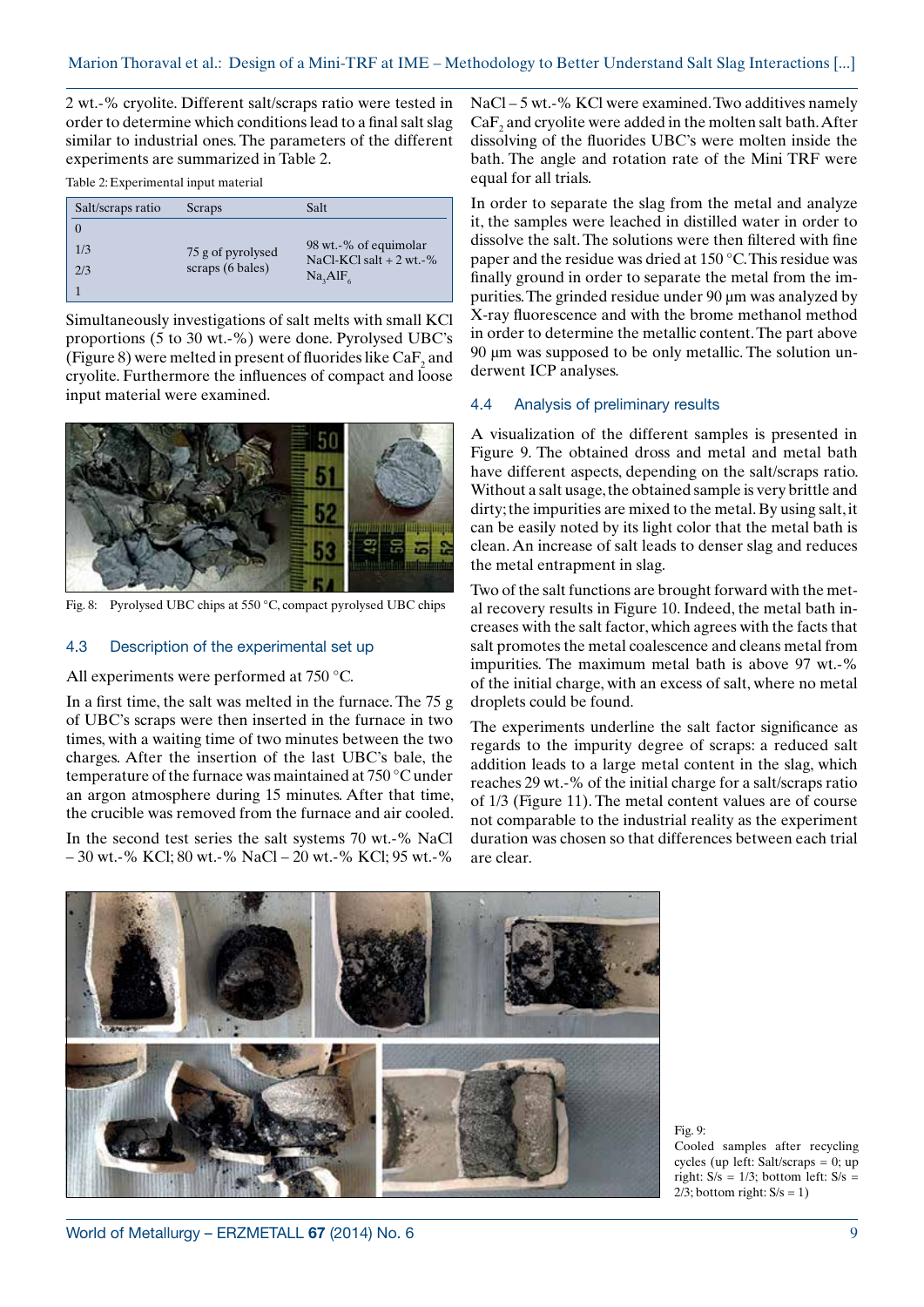2 wt.-% cryolite. Different salt/scraps ratio were tested in order to determine which conditions lead to a final salt slag similar to industrial ones. The parameters of the different experiments are summarized in Table 2.

Table 2: Experimental input material

| Salt/scraps ratio | Scraps | Salt |
|---|---|---|
| 0 | 75 g of pyrolysed scraps (6 bales) | 98 wt.-% of equimolar NaCl-KCl salt + 2 wt.-% $Na_3AlF_6$ |
| 1/3 | | |
| 2/3 | | |
| 1 | | |

Simultaneously investigations of salt melts with small KCl proportions (5 to 30 wt.-%) were done. Pyrolysed UBC's (Figure 8) were melted in present of fluorides like $CaF_2$ and cryolite. Furthermore the influences of compact and loose input material were examined.

Fig. 8: Pyrolysed UBC chips at 550 °C, compact pyrolysed UBC chips

### 4.3 Description of the experimental set up

All experiments were performed at 750 °C.

In a first time, the salt was melted in the furnace. The 75 g of UBC's scraps were then inserted in the furnace in two times, with a waiting time of two minutes between the two charges. After the insertion of the last UBC's bale, the temperature of the furnace was maintained at 750 °C under an argon atmosphere during 15 minutes. After that time, the crucible was removed from the furnace and air cooled.

In the second test series the salt systems 70 wt.-% NaCl – 30 wt.-% KCl; 80 wt.-% NaCl – 20 wt.-% KCl; 95 wt.-% NaCl – 5 wt.-% KCl were examined. Two additives namely $CaF_2$ and cryolite were added in the molten salt bath. After dissolving of the fluorides UBC's were molten inside the bath. The angle and rotation rate of the Mini TRF were equal for all trials.

In order to separate the slag from the metal and analyze it, the samples were leached in distilled water in order to dissolve the salt. The solutions were then filtered with fine paper and the residue was dried at 150 °C. This residue was finally ground in order to separate the metal from the impurities. The grinded residue under 90 µm was analyzed by X-ray fluorescence and with the brome methanol method in order to determine the metallic content. The part above 90 µm was supposed to be only metallic. The solution underwent ICP analyses.

### 4.4 Analysis of preliminary results

A visualization of the different samples is presented in Figure 9. The obtained dross and metal and metal bath have different aspects, depending on the salt/scraps ratio. Without a salt usage, the obtained sample is very brittle and dirty; the impurities are mixed to the metal. By using salt, it can be easily noted by its light color that the metal bath is clean. An increase of salt leads to denser slag and reduces the metal entrapment in slag.

Two of the salt functions are brought forward with the metal recovery results in Figure 10. Indeed, the metal bath increases with the salt factor, which agrees with the facts that salt promotes the metal coalescence and cleans metal from impurities. The maximum metal bath is above 97 wt.-% of the initial charge, with an excess of salt, where no metal droplets could be found.

The experiments underline the salt factor significance as regards to the impurity degree of scraps: a reduced salt addition leads to a large metal content in the slag, which reaches 29 wt.-% of the initial charge for a salt/scraps ratio of 1/3 (Figure 11). The metal content values are of course not comparable to the industrial reality as the experiment duration was chosen so that differences between each trial are clear.

Fig. 9: Cooled samples after recycling cycles (up left: Salt/scraps = 0; up right: S/s = 1/3; bottom left: S/s = 2/3; bottom right: S/s = 1)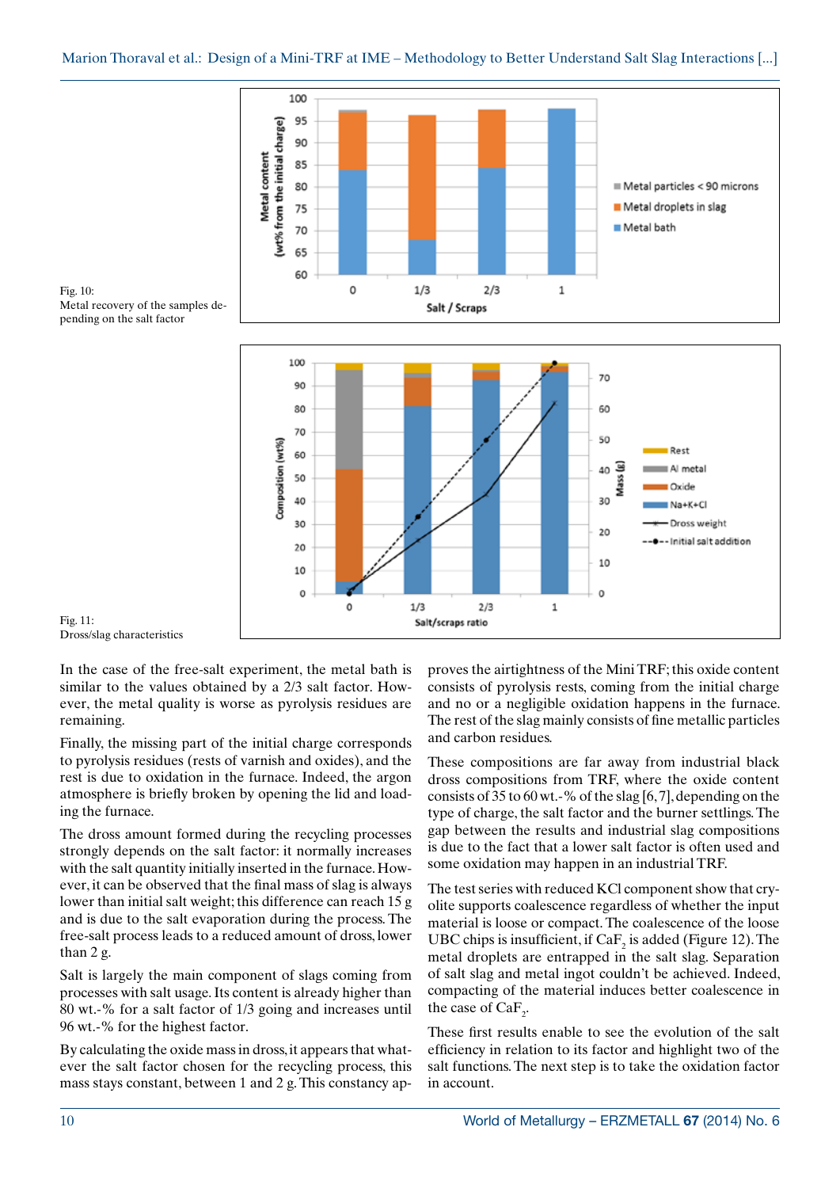Fig. 10:
Metal recovery of the samples depending on the salt factor

Fig. 11:
Dross/slag characteristics

In the case of the free-salt experiment, the metal bath is similar to the values obtained by a 2/3 salt factor. However, the metal quality is worse as pyrolysis residues are remaining.

Finally, the missing part of the initial charge corresponds to pyrolysis residues (rests of varnish and oxides), and the rest is due to oxidation in the furnace. Indeed, the argon atmosphere is briefly broken by opening the lid and loading the furnace.

The dross amount formed during the recycling processes strongly depends on the salt factor: it normally increases with the salt quantity initially inserted in the furnace. However, it can be observed that the final mass of slag is always lower than initial salt weight; this difference can reach 15 g and is due to the salt evaporation during the process. The free-salt process leads to a reduced amount of dross, lower than 2 g.

Salt is largely the main component of slags coming from processes with salt usage. Its content is already higher than 80 wt.-% for a salt factor of 1/3 going and increases until 96 wt.-% for the highest factor.

By calculating the oxide mass in dross, it appears that whatever the salt factor chosen for the recycling process, this mass stays constant, between 1 and 2 g. This constancy approves the airtightness of the Mini TRF; this oxide content consists of pyrolysis rests, coming from the initial charge and no or a negligible oxidation happens in the furnace. The rest of the slag mainly consists of fine metallic particles and carbon residues.

These compositions are far away from industrial black dross compositions from TRF, where the oxide content consists of 35 to 60 wt.-% of the slag [6,7], depending on the type of charge, the salt factor and the burner settlings. The gap between the results and industrial slag compositions is due to the fact that a lower salt factor is often used and some oxidation may happen in an industrial TRF.

The test series with reduced KCl component show that cryolite supports coalescence regardless of whether the input material is loose or compact. The coalescence of the loose UBC chips is insufficient, if $CaF_2$ is added (Figure 12). The metal droplets are entrapped in the salt slag. Separation of salt slag and metal ingot couldn't be achieved. Indeed, compacting of the material induces better coalescence in the case of $CaF_2$.

These first results enable to see the evolution of the salt efficiency in relation to its factor and highlight two of the salt functions. The next step is to take the oxidation factor in account.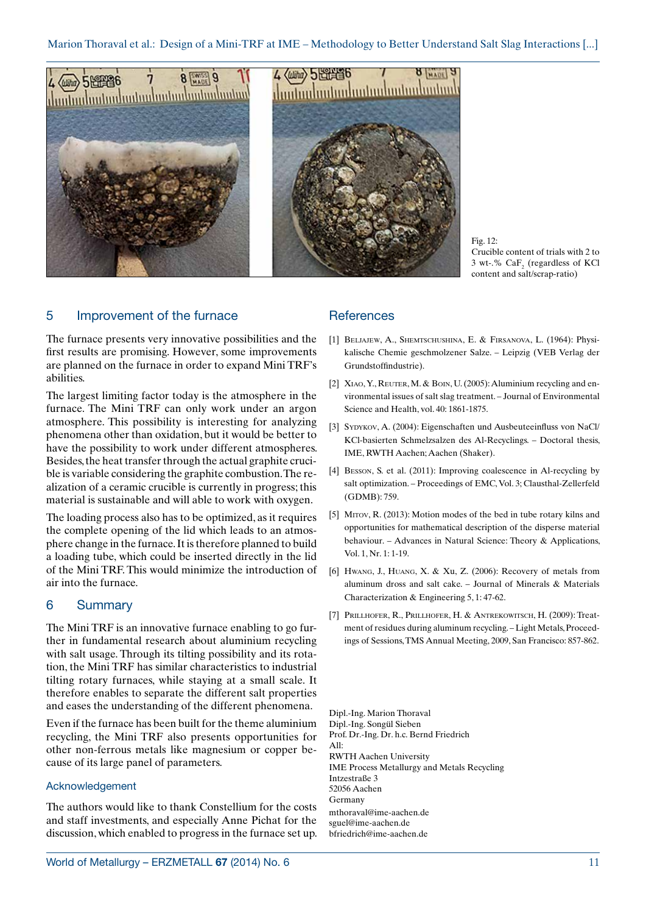Fig. 12:
Crucible content of trials with 2 to 3 wt-.% $CaF_2$ (regardless of KCl content and salt/scrap-ratio)

## 5 Improvement of the furnace

The furnace presents very innovative possibilities and the first results are promising. However, some improvements are planned on the furnace in order to expand Mini TRF's abilities.

The largest limiting factor today is the atmosphere in the furnace. The Mini TRF can only work under an argon atmosphere. This possibility is interesting for analyzing phenomena other than oxidation, but it would be better to have the possibility to work under different atmospheres. Besides, the heat transfer through the actual graphite crucible is variable considering the graphite combustion. The realization of a ceramic crucible is currently in progress; this material is sustainable and will able to work with oxygen.

The loading process also has to be optimized, as it requires the complete opening of the lid which leads to an atmosphere change in the furnace. It is therefore planned to build a loading tube, which could be inserted directly in the lid of the Mini TRF. This would minimize the introduction of air into the furnace.

## 6 Summary

The Mini TRF is an innovative furnace enabling to go further in fundamental research about aluminium recycling with salt usage. Through its tilting possibility and its rotation, the Mini TRF has similar characteristics to industrial tilting rotary furnaces, while staying at a small scale. It therefore enables to separate the different salt properties and eases the understanding of the different phenomena.

Even if the furnace has been built for the theme aluminium recycling, the Mini TRF also presents opportunities for other non-ferrous metals like magnesium or copper because of its large panel of parameters.

### Acknowledgement

The authors would like to thank Constellium for the costs and staff investments, and especially Anne Pichat for the discussion, which enabled to progress in the furnace set up.

## References

[1] Beljajew, A., Shemtschushina, E. & Firsanova, L. (1964): Physikalische Chemie geschmolzener Salze. – Leipzig (VEB Verlag der Grundstoffindustrie).

[2] Xiao, Y., Reuter, M. & Boin, U. (2005): Aluminium recycling and environmental issues of salt slag treatment. – Journal of Environmental Science and Health, vol. 40: 1861-1875.

[3] Sydykov, A. (2004): Eigenschaften und Ausbeuteeinfluss von NaCl/KCl-basierten Schmelzsalzen des Al-Recyclings. – Doctoral thesis, IME, RWTH Aachen; Aachen (Shaker).

[4] Besson, S. et al. (2011): Improving coalescence in Al-recycling by salt optimization. – Proceedings of EMC, Vol. 3; Clausthal-Zellerfeld (GDMB): 759.

[5] Mitov, R. (2013): Motion modes of the bed in tube rotary kilns and opportunities for mathematical description of the disperse material behaviour. – Advances in Natural Science: Theory & Applications, Vol. 1, Nr. 1: 1-19.

[6] Hwang, J., Huang, X. & Xu, Z. (2006): Recovery of metals from aluminum dross and salt cake. – Journal of Minerals & Materials Characterization & Engineering 5, 1: 47-62.

[7] Prillhofer, R., Prillhofer, H. & Antrekowitsch, H. (2009): Treatment of residues during aluminum recycling. – Light Metals, Proceedings of Sessions, TMS Annual Meeting, 2009, San Francisco: 857-862.

Dipl.-Ing. Marion Thoraval
Dipl.-Ing. Songül Sieben
Prof. Dr.-Ing. Dr. h.c. Bernd Friedrich
All:
RWTH Aachen University
IME Process Metallurgy and Metals Recycling
Intzestraße 3
52056 Aachen
Germany
mthoraval@ime-aachen.de
sguel@ime-aachen.de
bfriedrich@ime-aachen.de